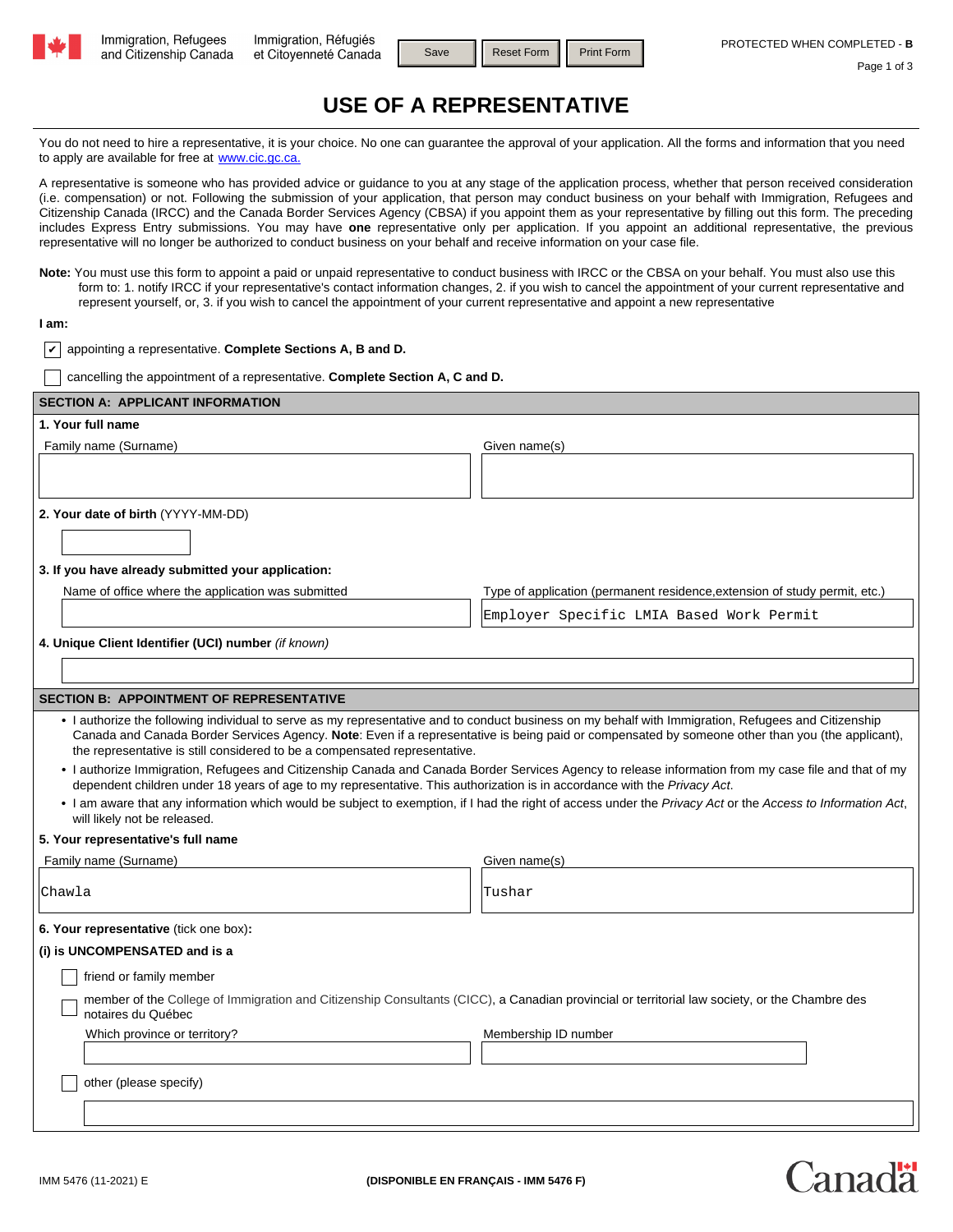Immigration, Refugees and Citizenship Canada | Immigration, Réfugiés et Citoyenneté Canada

PROTECTED WHEN COMPLETED - **B**

# USE OF A REPRESENTATIVE

You do not need to hire a representative, it is your choice. No one can guarantee the approval of your application. All the forms and information that you need to apply are available for free at www.cic.gc.ca.

A representative is someone who has provided advice or guidance to you at any stage of the application process, whether that person received consideration (i.e. compensation) or not. Following the submission of your application, that person may conduct business on your behalf with Immigration, Refugees and Citizenship Canada (IRCC) and the Canada Border Services Agency (CBSA) if you appoint them as your representative by filling out this form. The preceding includes Express Entry submissions. You may have **one** representative only per application. If you appoint an additional representative, the previous representative will no longer be authorized to conduct business on your behalf and receive information on your case file.

**Note:** You must use this form to appoint a paid or unpaid representative to conduct business with IRCC or the CBSA on your behalf. You must also use this form to: 1. notify IRCC if your representative's contact information changes, 2. if you wish to cancel the appointment of your current representative and represent yourself, or, 3. if you wish to cancel the appointment of your current representative and appoint a new representative

**I am:**

- [x] appointing a representative. **Complete Sections A, B and D.**
- [ ] cancelling the appointment of a representative. **Complete Section A, C and D.**

## SECTION A: APPLICANT INFORMATION

**1. Your full name**

| Family name (Surname) | Given name(s) |
|---|---|
| | |

**2. Your date of birth** (YYYY-MM-DD)

**3. If you have already submitted your application:**

| Name of office where the application was submitted | Type of application (permanent residence,extension of study permit, etc.) |
|---|---|
| | Employer Specific LMIA Based Work Permit |

**4. Unique Client Identifier (UCI) number** *(if known)*

## SECTION B: APPOINTMENT OF REPRESENTATIVE

- I authorize the following individual to serve as my representative and to conduct business on my behalf with Immigration, Refugees and Citizenship Canada and Canada Border Services Agency. **Note**: Even if a representative is being paid or compensated by someone other than you (the applicant), the representative is still considered to be a compensated representative.
- I authorize Immigration, Refugees and Citizenship Canada and Canada Border Services Agency to release information from my case file and that of my dependent children under 18 years of age to my representative. This authorization is in accordance with the *Privacy Act*.
- I am aware that any information which would be subject to exemption, if I had the right of access under the *Privacy Act* or the *Access to Information Act*, will likely not be released.

**5. Your representative's full name**

| Family name (Surname) | Given name(s) |
|---|---|
| Chawla | Tushar |

**6. Your representative** (tick one box)**:**

**(i) is UNCOMPENSATED and is a**

- [ ] friend or family member
- [ ] member of the College of Immigration and Citizenship Consultants (CICC), a Canadian provincial or territorial law society, or the Chambre des notaires du Québec

| Which province or territory? | Membership ID number |
|---|---|
| | |

- [ ] other (please specify)

IMM 5476 (11-2021) E

**(DISPONIBLE EN FRANÇAIS - IMM 5476 F)**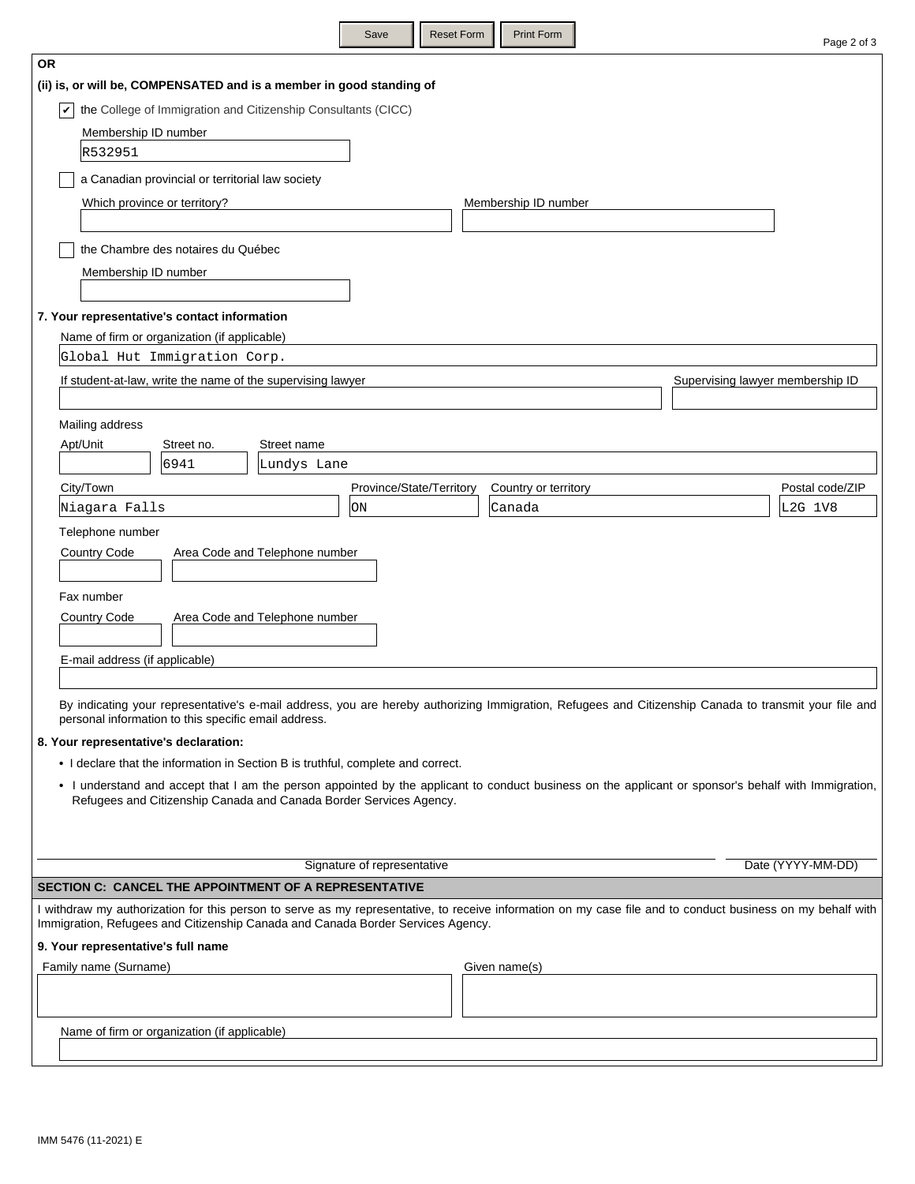**OR**

**(ii) is, or will be, COMPENSATED and is a member in good standing of**

- [x] the College of Immigration and Citizenship Consultants (CICC)

Membership ID number: R532951

- [ ] a Canadian provincial or territorial law society

Which province or territory?: 

Membership ID number: 

- [ ] the Chambre des notaires du Québec

Membership ID number: 

**7. Your representative's contact information**

Name of firm or organization (if applicable): Global Hut Immigration Corp.

If student-at-law, write the name of the supervising lawyer: 

Supervising lawyer membership ID: 

Mailing address

| Apt/Unit | Street no. | Street name |
|---|---|---|
| | 6941 | Lundys Lane |

| City/Town | Province/State/Territory | Country or territory | Postal code/ZIP |
|---|---|---|---|
| Niagara Falls | ON | Canada | L2G 1V8 |

Telephone number

| Country Code | Area Code and Telephone number |
|---|---|
| | |

Fax number

| Country Code | Area Code and Telephone number |
|---|---|
| | |

E-mail address (if applicable): 

By indicating your representative's e-mail address, you are hereby authorizing Immigration, Refugees and Citizenship Canada to transmit your file and personal information to this specific email address.

**8. Your representative's declaration:**

- I declare that the information in Section B is truthful, complete and correct.
- I understand and accept that I am the person appointed by the applicant to conduct business on the applicant or sponsor's behalf with Immigration, Refugees and Citizenship Canada and Canada Border Services Agency.

Signature of representative: ____________________ Date (YYYY-MM-DD): ____________

## SECTION C: CANCEL THE APPOINTMENT OF A REPRESENTATIVE

I withdraw my authorization for this person to serve as my representative, to receive information on my case file and to conduct business on my behalf with Immigration, Refugees and Citizenship Canada and Canada Border Services Agency.

**9. Your representative's full name**

| Family name (Surname) | Given name(s) |
|---|---|
| | |

Name of firm or organization (if applicable): 

IMM 5476 (11-2021) E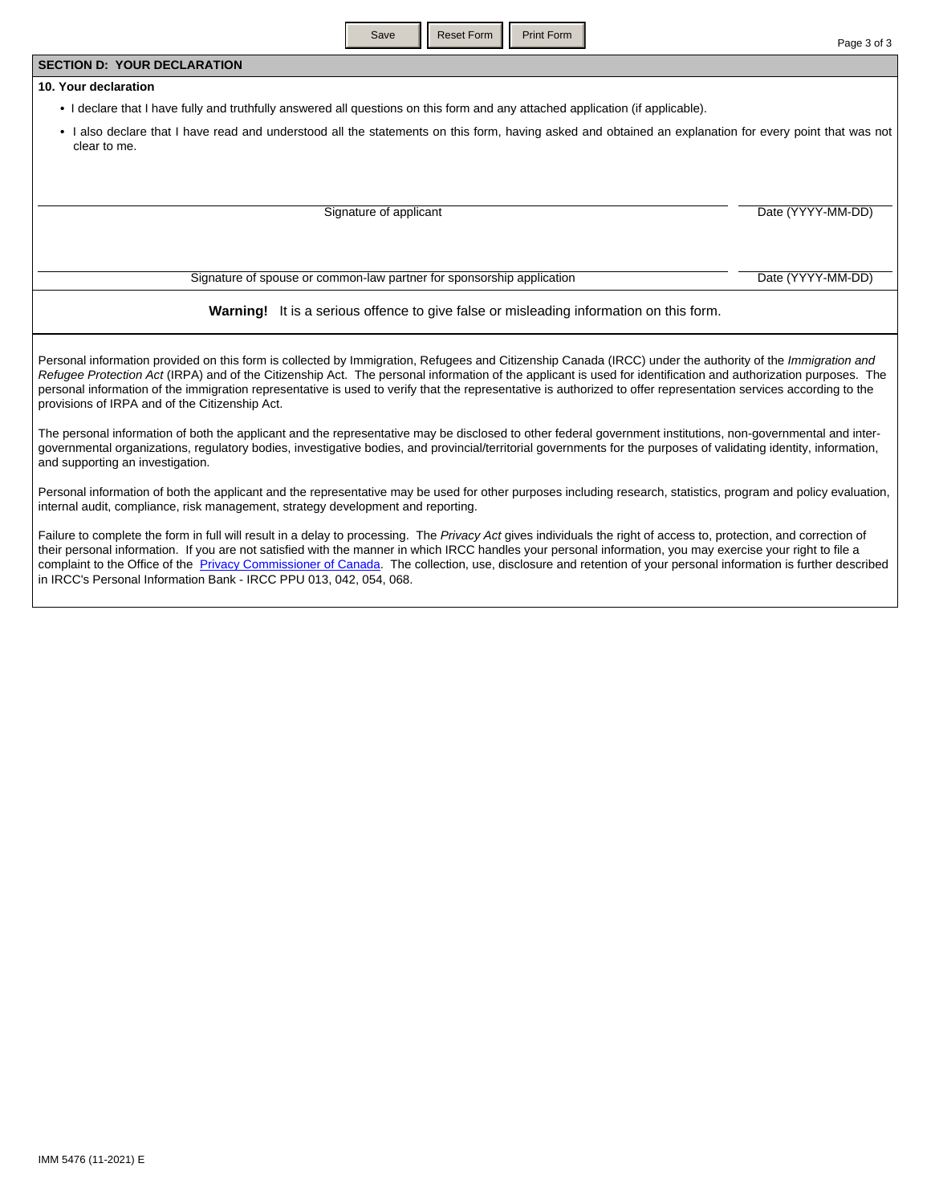## SECTION D: YOUR DECLARATION

**10. Your declaration**

- I declare that I have fully and truthfully answered all questions on this form and any attached application (if applicable).
- I also declare that I have read and understood all the statements on this form, having asked and obtained an explanation for every point that was not clear to me.

| | |
|---|---|
| Signature of applicant | Date (YYYY-MM-DD) |
| Signature of spouse or common-law partner for sponsorship application | Date (YYYY-MM-DD) |

**Warning!** It is a serious offence to give false or misleading information on this form.

Personal information provided on this form is collected by Immigration, Refugees and Citizenship Canada (IRCC) under the authority of the *Immigration and Refugee Protection Act* (IRPA) and of the Citizenship Act. The personal information of the applicant is used for identification and authorization purposes. The personal information of the immigration representative is used to verify that the representative is authorized to offer representation services according to the provisions of IRPA and of the Citizenship Act.

The personal information of both the applicant and the representative may be disclosed to other federal government institutions, non-governmental and inter-governmental organizations, regulatory bodies, investigative bodies, and provincial/territorial governments for the purposes of validating identity, information, and supporting an investigation.

Personal information of both the applicant and the representative may be used for other purposes including research, statistics, program and policy evaluation, internal audit, compliance, risk management, strategy development and reporting.

Failure to complete the form in full will result in a delay to processing. The *Privacy Act* gives individuals the right of access to, protection, and correction of their personal information. If you are not satisfied with the manner in which IRCC handles your personal information, you may exercise your right to file a complaint to the Office of the Privacy Commissioner of Canada. The collection, use, disclosure and retention of your personal information is further described in IRCC's Personal Information Bank - IRCC PPU 013, 042, 054, 068.

IMM 5476 (11-2021) E